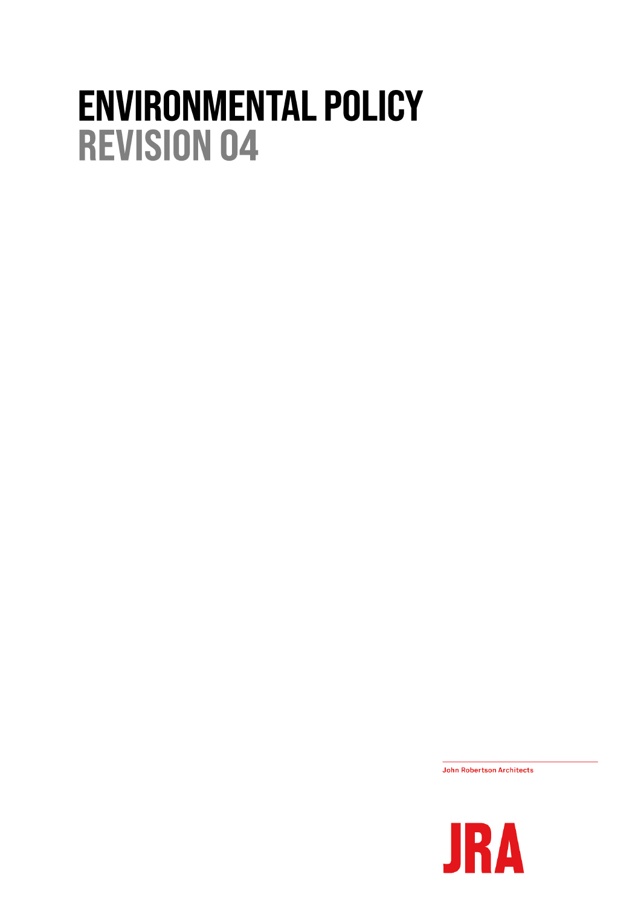# ENVIRONMENTAL POLICY
## REVISION 04

John Robertson Architects

JRA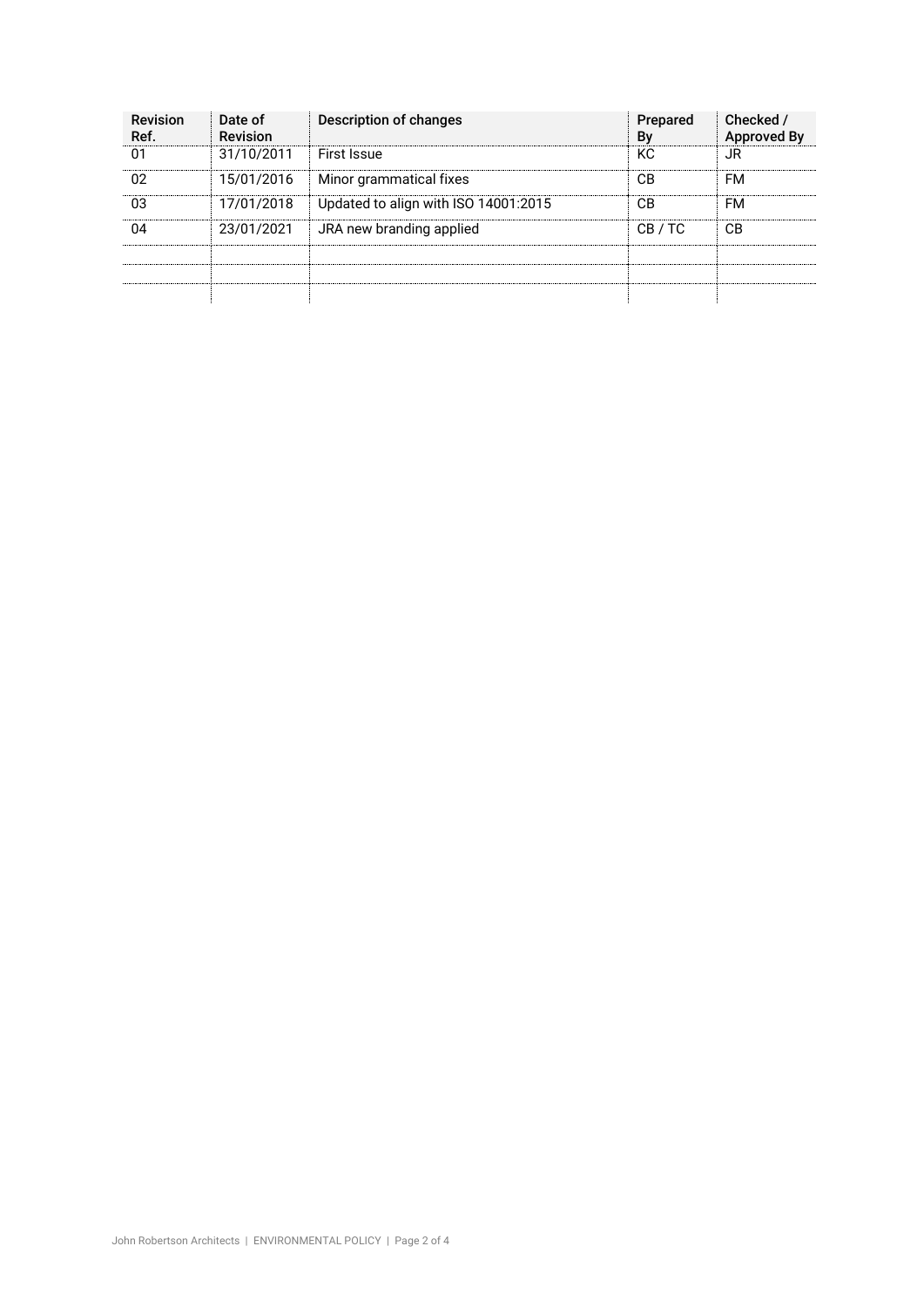| Revision Ref. | Date of Revision | Description of changes | Prepared By | Checked / Approved By |
|---|---|---|---|---|
| 01 | 31/10/2011 | First Issue | KC | JR |
| 02 | 15/01/2016 | Minor grammatical fixes | CB | FM |
| 03 | 17/01/2018 | Updated to align with ISO 14001:2015 | CB | FM |
| 04 | 23/01/2021 | JRA new branding applied | CB / TC | CB |
| | | | | |
| | | | | |
| | | | | |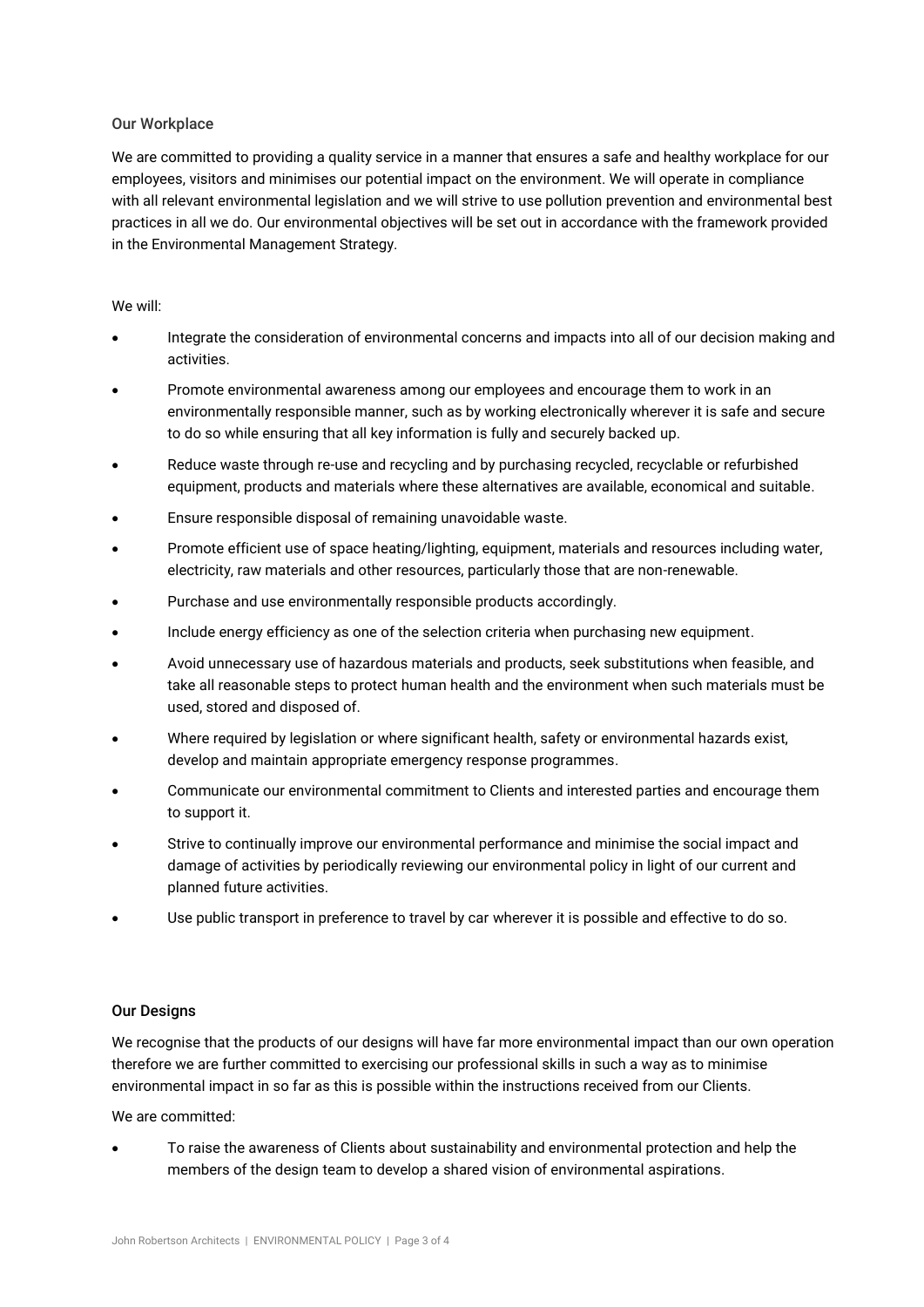## Our Workplace

We are committed to providing a quality service in a manner that ensures a safe and healthy workplace for our employees, visitors and minimises our potential impact on the environment. We will operate in compliance with all relevant environmental legislation and we will strive to use pollution prevention and environmental best practices in all we do. Our environmental objectives will be set out in accordance with the framework provided in the Environmental Management Strategy.

We will:

- Integrate the consideration of environmental concerns and impacts into all of our decision making and activities.
- Promote environmental awareness among our employees and encourage them to work in an environmentally responsible manner, such as by working electronically wherever it is safe and secure to do so while ensuring that all key information is fully and securely backed up.
- Reduce waste through re-use and recycling and by purchasing recycled, recyclable or refurbished equipment, products and materials where these alternatives are available, economical and suitable.
- Ensure responsible disposal of remaining unavoidable waste.
- Promote efficient use of space heating/lighting, equipment, materials and resources including water, electricity, raw materials and other resources, particularly those that are non-renewable.
- Purchase and use environmentally responsible products accordingly.
- Include energy efficiency as one of the selection criteria when purchasing new equipment.
- Avoid unnecessary use of hazardous materials and products, seek substitutions when feasible, and take all reasonable steps to protect human health and the environment when such materials must be used, stored and disposed of.
- Where required by legislation or where significant health, safety or environmental hazards exist, develop and maintain appropriate emergency response programmes.
- Communicate our environmental commitment to Clients and interested parties and encourage them to support it.
- Strive to continually improve our environmental performance and minimise the social impact and damage of activities by periodically reviewing our environmental policy in light of our current and planned future activities.
- Use public transport in preference to travel by car wherever it is possible and effective to do so.

## Our Designs

We recognise that the products of our designs will have far more environmental impact than our own operation therefore we are further committed to exercising our professional skills in such a way as to minimise environmental impact in so far as this is possible within the instructions received from our Clients.

We are committed:

- To raise the awareness of Clients about sustainability and environmental protection and help the members of the design team to develop a shared vision of environmental aspirations.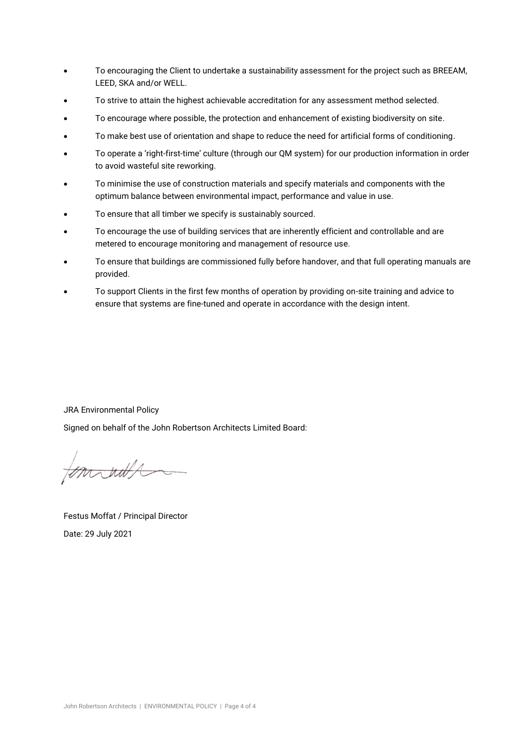- To encouraging the Client to undertake a sustainability assessment for the project such as BREEAM, LEED, SKA and/or WELL.
- To strive to attain the highest achievable accreditation for any assessment method selected.
- To encourage where possible, the protection and enhancement of existing biodiversity on site.
- To make best use of orientation and shape to reduce the need for artificial forms of conditioning.
- To operate a 'right-first-time' culture (through our QM system) for our production information in order to avoid wasteful site reworking.
- To minimise the use of construction materials and specify materials and components with the optimum balance between environmental impact, performance and value in use.
- To ensure that all timber we specify is sustainably sourced.
- To encourage the use of building services that are inherently efficient and controllable and are metered to encourage monitoring and management of resource use.
- To ensure that buildings are commissioned fully before handover, and that full operating manuals are provided.
- To support Clients in the first few months of operation by providing on-site training and advice to ensure that systems are fine-tuned and operate in accordance with the design intent.

JRA Environmental Policy

Signed on behalf of the John Robertson Architects Limited Board:

Festus Moffat / Principal Director

Date: 29 July 2021